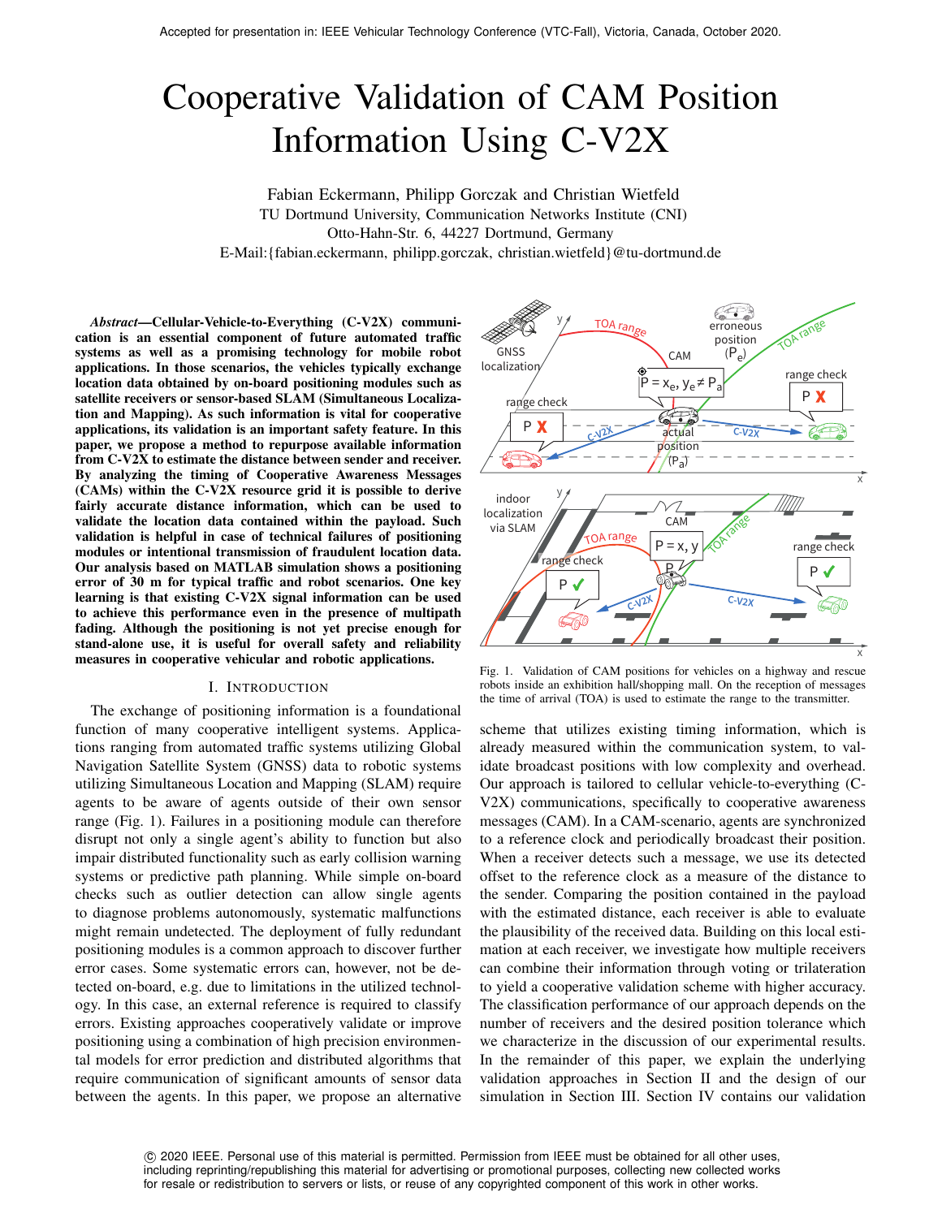Accepted for presentation in: IEEE Vehicular Technology Conference (VTC-Fall), Victoria, Canada, October 2020.

# Cooperative Validation of CAM Position Information Using C-V2X

Fabian Eckermann, Philipp Gorczak and Christian Wietfeld
TU Dortmund University, Communication Networks Institute (CNI)
Otto-Hahn-Str. 6, 44227 Dortmund, Germany
E-Mail:{fabian.eckermann, philipp.gorczak, christian.wietfeld}@tu-dortmund.de

***Abstract*—Cellular-Vehicle-to-Everything (C-V2X) communication is an essential component of future automated traffic systems as well as a promising technology for mobile robot applications. In those scenarios, the vehicles typically exchange location data obtained by on-board positioning modules such as satellite receivers or sensor-based SLAM (Simultaneous Localization and Mapping). As such information is vital for cooperative applications, its validation is an important safety feature. In this paper, we propose a method to repurpose available information from C-V2X to estimate the distance between sender and receiver. By analyzing the timing of Cooperative Awareness Messages (CAMs) within the C-V2X resource grid it is possible to derive fairly accurate distance information, which can be used to validate the location data contained within the payload. Such validation is helpful in case of technical failures of positioning modules or intentional transmission of fraudulent location data. Our analysis based on MATLAB simulation shows a positioning error of 30 m for typical traffic and robot scenarios. One key learning is that existing C-V2X signal information can be used to achieve this performance even in the presence of multipath fading. Although the positioning is not yet precise enough for stand-alone use, it is useful for overall safety and reliability measures in cooperative vehicular and robotic applications.**

## I. Introduction

The exchange of positioning information is a foundational function of many cooperative intelligent systems. Applications ranging from automated traffic systems utilizing Global Navigation Satellite System (GNSS) data to robotic systems utilizing Simultaneous Location and Mapping (SLAM) require agents to be aware of agents outside of their own sensor range (Fig. 1). Failures in a positioning module can therefore disrupt not only a single agent's ability to function but also impair distributed functionality such as early collision warning systems or predictive path planning. While simple on-board checks such as outlier detection can allow single agents to diagnose problems autonomously, systematic malfunctions might remain undetected. The deployment of fully redundant positioning modules is a common approach to discover further error cases. Some systematic errors can, however, not be detected on-board, e.g. due to limitations in the utilized technology. In this case, an external reference is required to classify errors. Existing approaches cooperatively validate or improve positioning using a combination of high precision environmental models for error prediction and distributed algorithms that require communication of significant amounts of sensor data between the agents. In this paper, we propose an alternative

Fig. 1. Validation of CAM positions for vehicles on a highway and rescue robots inside an exhibition hall/shopping mall. On the reception of messages the time of arrival (TOA) is used to estimate the range to the transmitter.

scheme that utilizes existing timing information, which is already measured within the communication system, to validate broadcast positions with low complexity and overhead. Our approach is tailored to cellular vehicle-to-everything (C-V2X) communications, specifically to cooperative awareness messages (CAM). In a CAM-scenario, agents are synchronized to a reference clock and periodically broadcast their position. When a receiver detects such a message, we use its detected offset to the reference clock as a measure of the distance to the sender. Comparing the position contained in the payload with the estimated distance, each receiver is able to evaluate the plausibility of the received data. Building on this local estimation at each receiver, we investigate how multiple receivers can combine their information through voting or trilateration to yield a cooperative validation scheme with higher accuracy. The classification performance of our approach depends on the number of receivers and the desired position tolerance which we characterize in the discussion of our experimental results. In the remainder of this paper, we explain the underlying validation approaches in Section II and the design of our simulation in Section III. Section IV contains our validation

© 2020 IEEE. Personal use of this material is permitted. Permission from IEEE must be obtained for all other uses, including reprinting/republishing this material for advertising or promotional purposes, collecting new collected works for resale or redistribution to servers or lists, or reuse of any copyrighted component of this work in other works.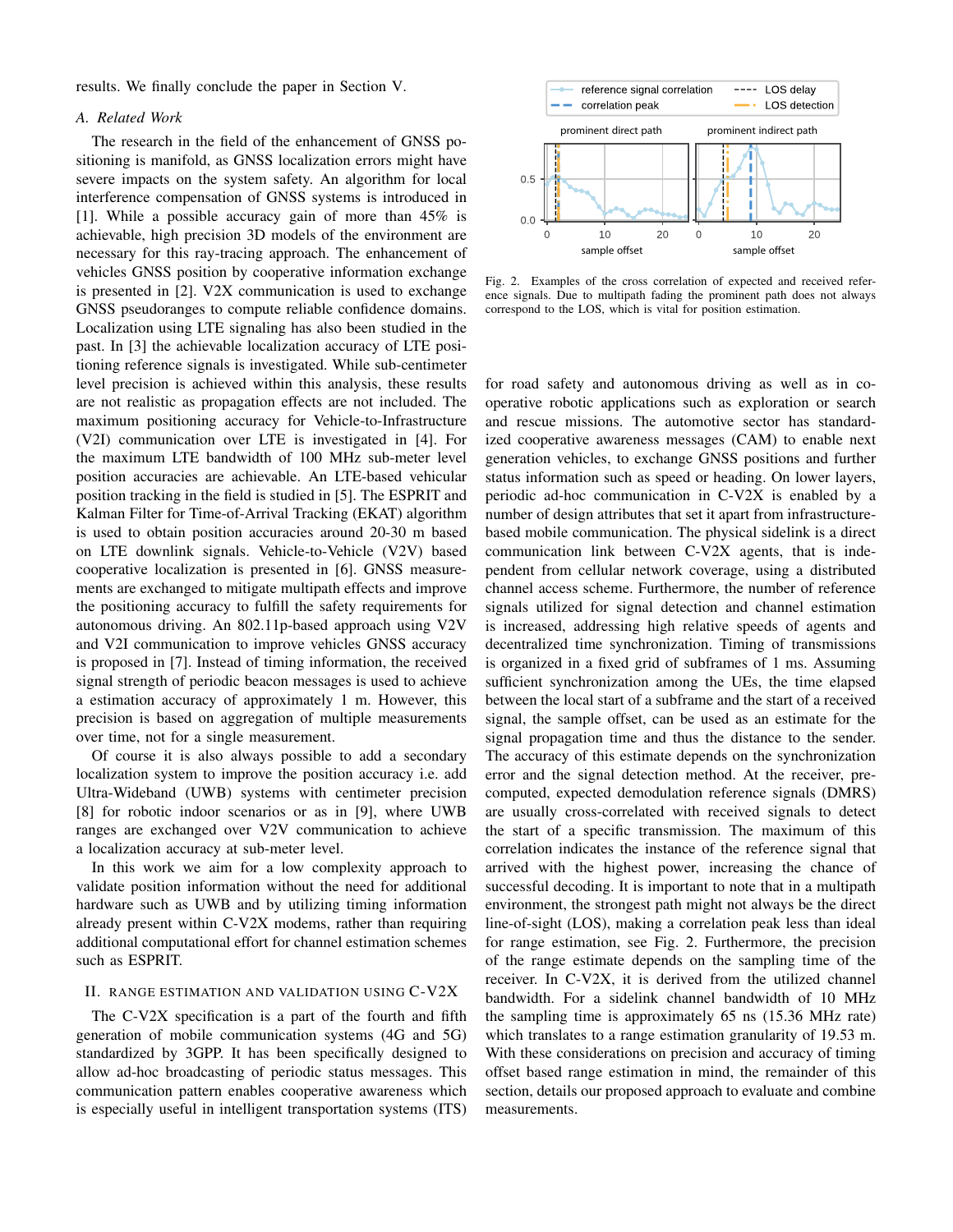results. We finally conclude the paper in Section V.

### A. Related Work

The research in the field of the enhancement of GNSS positioning is manifold, as GNSS localization errors might have severe impacts on the system safety. An algorithm for local interference compensation of GNSS systems is introduced in [1]. While a possible accuracy gain of more than 45% is achievable, high precision 3D models of the environment are necessary for this ray-tracing approach. The enhancement of vehicles GNSS position by cooperative information exchange is presented in [2]. V2X communication is used to exchange GNSS pseudoranges to compute reliable confidence domains. Localization using LTE signaling has also been studied in the past. In [3] the achievable localization accuracy of LTE positioning reference signals is investigated. While sub-centimeter level precision is achieved within this analysis, these results are not realistic as propagation effects are not included. The maximum positioning accuracy for Vehicle-to-Infrastructure (V2I) communication over LTE is investigated in [4]. For the maximum LTE bandwidth of 100 MHz sub-meter level position accuracies are achievable. An LTE-based vehicular position tracking in the field is studied in [5]. The ESPRIT and Kalman Filter for Time-of-Arrival Tracking (EKAT) algorithm is used to obtain position accuracies around 20-30 m based on LTE downlink signals. Vehicle-to-Vehicle (V2V) based cooperative localization is presented in [6]. GNSS measurements are exchanged to mitigate multipath effects and improve the positioning accuracy to fulfill the safety requirements for autonomous driving. An 802.11p-based approach using V2V and V2I communication to improve vehicles GNSS accuracy is proposed in [7]. Instead of timing information, the received signal strength of periodic beacon messages is used to achieve a estimation accuracy of approximately 1 m. However, this precision is based on aggregation of multiple measurements over time, not for a single measurement.

Of course it is also always possible to add a secondary localization system to improve the position accuracy i.e. add Ultra-Wideband (UWB) systems with centimeter precision [8] for robotic indoor scenarios or as in [9], where UWB ranges are exchanged over V2V communication to achieve a localization accuracy at sub-meter level.

In this work we aim for a low complexity approach to validate position information without the need for additional hardware such as UWB and by utilizing timing information already present within C-V2X modems, rather than requiring additional computational effort for channel estimation schemes such as ESPRIT.

## II. Range Estimation and Validation using C-V2X

The C-V2X specification is a part of the fourth and fifth generation of mobile communication systems (4G and 5G) standardized by 3GPP. It has been specifically designed to allow ad-hoc broadcasting of periodic status messages. This communication pattern enables cooperative awareness which is especially useful in intelligent transportation systems (ITS) for road safety and autonomous driving as well as in cooperative robotic applications such as exploration or search and rescue missions. The automotive sector has standardized cooperative awareness messages (CAM) to enable next generation vehicles, to exchange GNSS positions and further status information such as speed or heading. On lower layers, periodic ad-hoc communication in C-V2X is enabled by a number of design attributes that set it apart from infrastructure-based mobile communication. The physical sidelink is a direct communication link between C-V2X agents, that is independent from cellular network coverage, using a distributed channel access scheme. Furthermore, the number of reference signals utilized for signal detection and channel estimation is increased, addressing high relative speeds of agents and decentralized time synchronization. Timing of transmissions is organized in a fixed grid of subframes of 1 ms. Assuming sufficient synchronization among the UEs, the time elapsed between the local start of a subframe and the start of a received signal, the sample offset, can be used as an estimate for the signal propagation time and thus the distance to the sender. The accuracy of this estimate depends on the synchronization error and the signal detection method. At the receiver, pre-computed, expected demodulation reference signals (DMRS) are usually cross-correlated with received signals to detect the start of a specific transmission. The maximum of this correlation indicates the instance of the reference signal that arrived with the highest power, increasing the chance of successful decoding. It is important to note that in a multipath environment, the strongest path might not always be the direct line-of-sight (LOS), making a correlation peak less than ideal for range estimation, see Fig. 2. Furthermore, the precision of the range estimate depends on the sampling time of the receiver. In C-V2X, it is derived from the utilized channel bandwidth. For a sidelink channel bandwidth of 10 MHz the sampling time is approximately 65 ns (15.36 MHz rate) which translates to a range estimation granularity of 19.53 m. With these considerations on precision and accuracy of timing offset based range estimation in mind, the remainder of this section, details our proposed approach to evaluate and combine measurements.

Fig. 2. Examples of the cross correlation of expected and received reference signals. Due to multipath fading the prominent path does not always correspond to the LOS, which is vital for position estimation.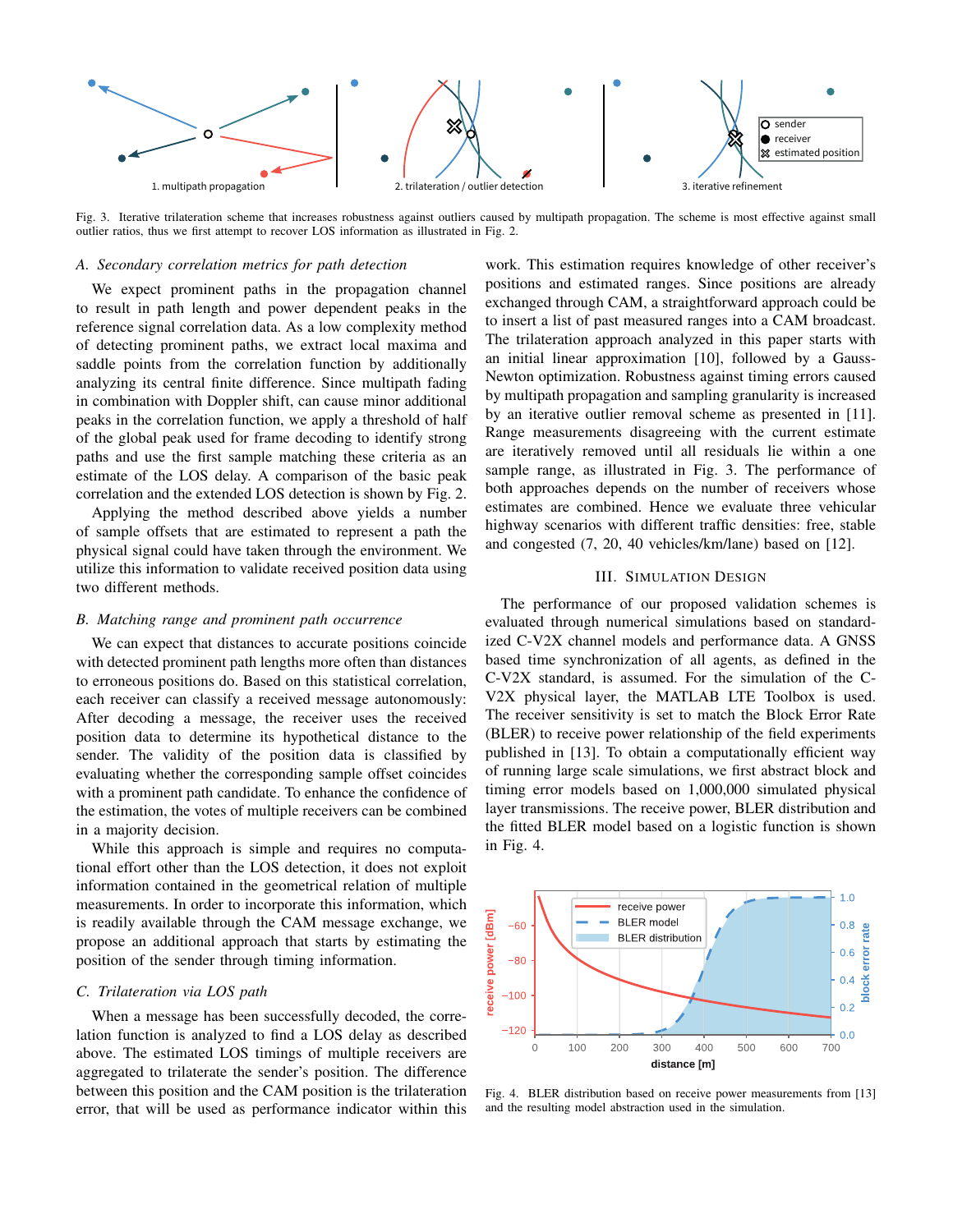Fig. 3. Iterative trilateration scheme that increases robustness against outliers caused by multipath propagation. The scheme is most effective against small outlier ratios, thus we first attempt to recover LOS information as illustrated in Fig. 2.

### A. Secondary correlation metrics for path detection

We expect prominent paths in the propagation channel to result in path length and power dependent peaks in the reference signal correlation data. As a low complexity method of detecting prominent paths, we extract local maxima and saddle points from the correlation function by additionally analyzing its central finite difference. Since multipath fading in combination with Doppler shift, can cause minor additional peaks in the correlation function, we apply a threshold of half of the global peak used for frame decoding to identify strong paths and use the first sample matching these criteria as an estimate of the LOS delay. A comparison of the basic peak correlation and the extended LOS detection is shown by Fig. 2.

Applying the method described above yields a number of sample offsets that are estimated to represent a path the physical signal could have taken through the environment. We utilize this information to validate received position data using two different methods.

### B. Matching range and prominent path occurrence

We can expect that distances to accurate positions coincide with detected prominent path lengths more often than distances to erroneous positions do. Based on this statistical correlation, each receiver can classify a received message autonomously: After decoding a message, the receiver uses the received position data to determine its hypothetical distance to the sender. The validity of the position data is classified by evaluating whether the corresponding sample offset coincides with a prominent path candidate. To enhance the confidence of the estimation, the votes of multiple receivers can be combined in a majority decision.

While this approach is simple and requires no computational effort other than the LOS detection, it does not exploit information contained in the geometrical relation of multiple measurements. In order to incorporate this information, which is readily available through the CAM message exchange, we propose an additional approach that starts by estimating the position of the sender through timing information.

### C. Trilateration via LOS path

When a message has been successfully decoded, the correlation function is analyzed to find a LOS delay as described above. The estimated LOS timings of multiple receivers are aggregated to trilaterate the sender's position. The difference between this position and the CAM position is the trilateration error, that will be used as performance indicator within this work. This estimation requires knowledge of other receiver's positions and estimated ranges. Since positions are already exchanged through CAM, a straightforward approach could be to insert a list of past measured ranges into a CAM broadcast. The trilateration approach analyzed in this paper starts with an initial linear approximation [10], followed by a Gauss-Newton optimization. Robustness against timing errors caused by multipath propagation and sampling granularity is increased by an iterative outlier removal scheme as presented in [11]. Range measurements disagreeing with the current estimate are iteratively removed until all residuals lie within a one sample range, as illustrated in Fig. 3. The performance of both approaches depends on the number of receivers whose estimates are combined. Hence we evaluate three vehicular highway scenarios with different traffic densities: free, stable and congested (7, 20, 40 vehicles/km/lane) based on [12].

## III. Simulation Design

The performance of our proposed validation schemes is evaluated through numerical simulations based on standardized C-V2X channel models and performance data. A GNSS based time synchronization of all agents, as defined in the C-V2X standard, is assumed. For the simulation of the C-V2X physical layer, the MATLAB LTE Toolbox is used. The receiver sensitivity is set to match the Block Error Rate (BLER) to receive power relationship of the field experiments published in [13]. To obtain a computationally efficient way of running large scale simulations, we first abstract block and timing error models based on 1,000,000 simulated physical layer transmissions. The receive power, BLER distribution and the fitted BLER model based on a logistic function is shown in Fig. 4.

Fig. 4. BLER distribution based on receive power measurements from [13] and the resulting model abstraction used in the simulation.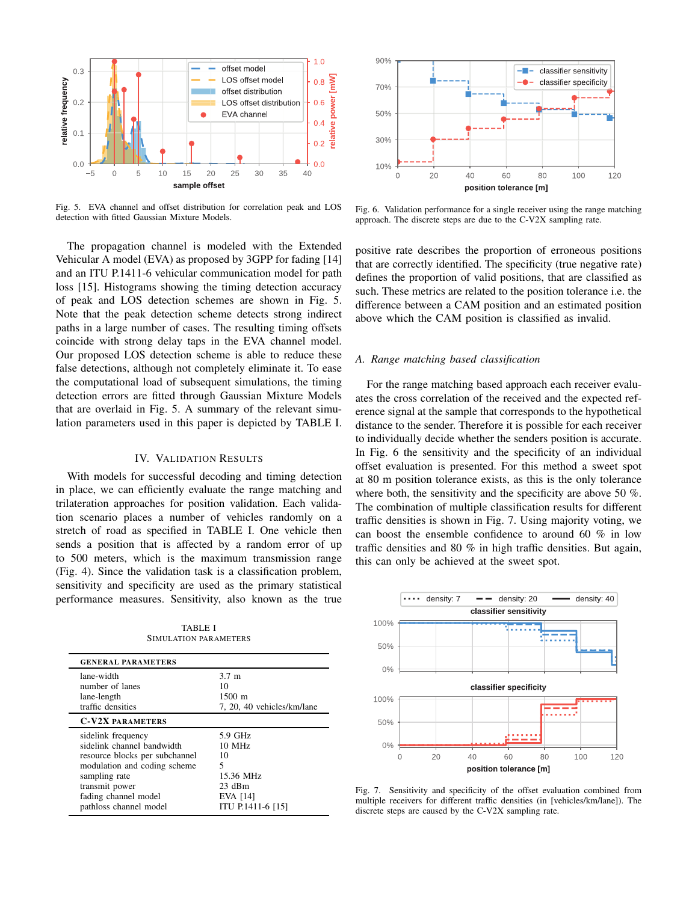Fig. 5. EVA channel and offset distribution for correlation peak and LOS detection with fitted Gaussian Mixture Models.

The propagation channel is modeled with the Extended Vehicular A model (EVA) as proposed by 3GPP for fading [14] and an ITU P.1411-6 vehicular communication model for path loss [15]. Histograms showing the timing detection accuracy of peak and LOS detection schemes are shown in Fig. 5. Note that the peak detection scheme detects strong indirect paths in a large number of cases. The resulting timing offsets coincide with strong delay taps in the EVA channel model. Our proposed LOS detection scheme is able to reduce these false detections, although not completely eliminate it. To ease the computational load of subsequent simulations, the timing detection errors are fitted through Gaussian Mixture Models that are overlaid in Fig. 5. A summary of the relevant simulation parameters used in this paper is depicted by TABLE I.

## IV. Validation Results

With models for successful decoding and timing detection in place, we can efficiently evaluate the range matching and trilateration approaches for position validation. Each validation scenario places a number of vehicles randomly on a stretch of road as specified in TABLE I. One vehicle then sends a position that is affected by a random error of up to 500 meters, which is the maximum transmission range (Fig. 4). Since the validation task is a classification problem, sensitivity and specificity are used as the primary statistical performance measures. Sensitivity, also known as the true positive rate describes the proportion of erroneous positions that are correctly identified. The specificity (true negative rate) defines the proportion of valid positions, that are classified as such. These metrics are related to the position tolerance i.e. the difference between a CAM position and an estimated position above which the CAM position is classified as invalid.

TABLE I
Simulation Parameters

| General parameters | |
|---|---|
| lane-width | 3.7 m |
| number of lanes | 10 |
| lane-length | 1500 m |
| traffic densities | 7, 20, 40 vehicles/km/lane |
| **C-V2X parameters** | |
| sidelink frequency | 5.9 GHz |
| sidelink channel bandwidth | 10 MHz |
| resource blocks per subchannel | 10 |
| modulation and coding scheme | 5 |
| sampling rate | 15.36 MHz |
| transmit power | 23 dBm |
| fading channel model | EVA [14] |
| pathloss channel model | ITU P.1411-6 [15] |

Fig. 6. Validation performance for a single receiver using the range matching approach. The discrete steps are due to the C-V2X sampling rate.

### A. Range matching based classification

For the range matching based approach each receiver evaluates the cross correlation of the received and the expected reference signal at the sample that corresponds to the hypothetical distance to the sender. Therefore it is possible for each receiver to individually decide whether the senders position is accurate. In Fig. 6 the sensitivity and the specificity of an individual offset evaluation is presented. For this method a sweet spot at 80 m position tolerance exists, as this is the only tolerance where both, the sensitivity and the specificity are above 50 %. The combination of multiple classification results for different traffic densities is shown in Fig. 7. Using majority voting, we can boost the ensemble confidence to around 60 % in low traffic densities and 80 % in high traffic densities. But again, this can only be achieved at the sweet spot.

Fig. 7. Sensitivity and specificity of the offset evaluation combined from multiple receivers for different traffic densities (in [vehicles/km/lane]). The discrete steps are caused by the C-V2X sampling rate.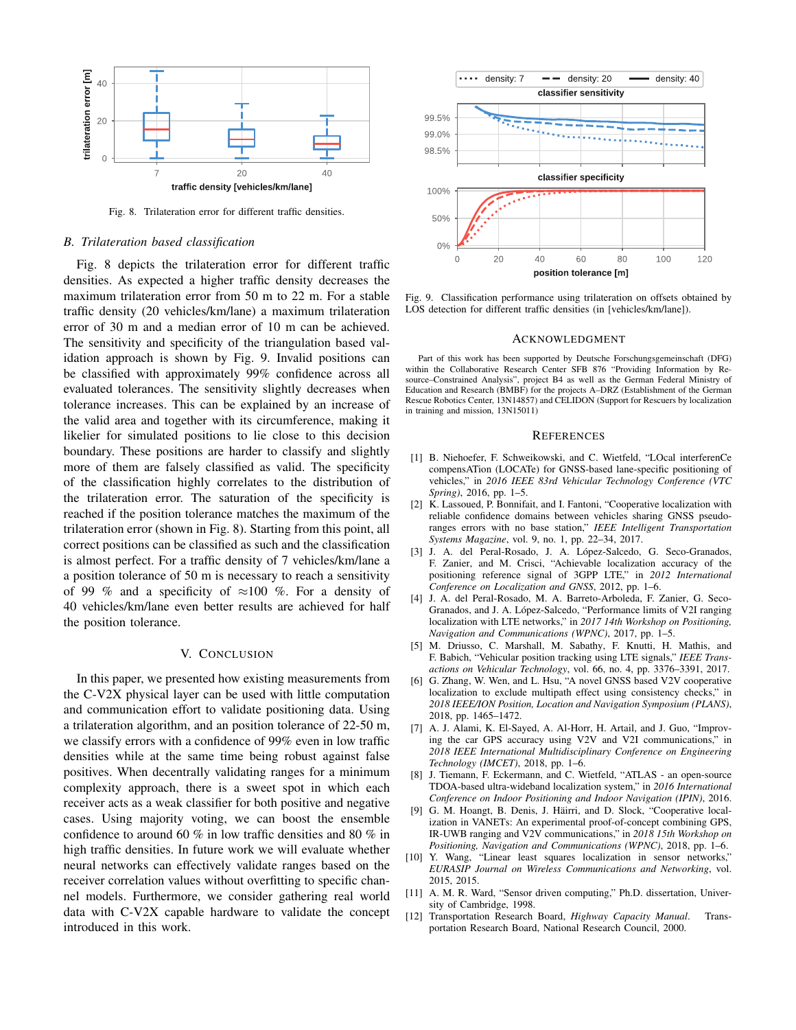Fig. 8. Trilateration error for different traffic densities.

### B. Trilateration based classification

Fig. 8 depicts the trilateration error for different traffic densities. As expected a higher traffic density decreases the maximum trilateration error from 50 m to 22 m. For a stable traffic density (20 vehicles/km/lane) a maximum trilateration error of 30 m and a median error of 10 m can be achieved. The sensitivity and specificity of the triangulation based validation approach is shown by Fig. 9. Invalid positions can be classified with approximately 99% confidence across all evaluated tolerances. The sensitivity slightly decreases when tolerance increases. This can be explained by an increase of the valid area and together with its circumference, making it likelier for simulated positions to lie close to this decision boundary. These positions are harder to classify and slightly more of them are falsely classified as valid. The specificity of the classification highly correlates to the distribution of the trilateration error. The saturation of the specificity is reached if the position tolerance matches the maximum of the trilateration error (shown in Fig. 8). Starting from this point, all correct positions can be classified as such and the classification is almost perfect. For a traffic density of 7 vehicles/km/lane a position tolerance of 50 m is necessary to reach a sensitivity of 99 % and a specificity of $\approx$100 %. For a density of 40 vehicles/km/lane even better results are achieved for half the position tolerance.

## V. Conclusion

In this paper, we presented how existing measurements from the C-V2X physical layer can be used with little computation and communication effort to validate positioning data. Using a trilateration algorithm, and an position tolerance of 22-50 m, we classify errors with a confidence of 99% even in low traffic densities while at the same time being robust against false positives. When decentrally validating ranges for a minimum complexity approach, there is a sweet spot in which each receiver acts as a weak classifier for both positive and negative cases. Using majority voting, we can boost the ensemble confidence to around 60 % in low traffic densities and 80 % in high traffic densities. In future work we will evaluate whether neural networks can effectively validate ranges based on the receiver correlation values without overfitting to specific channel models. Furthermore, we consider gathering real world data with C-V2X capable hardware to validate the concept introduced in this work.

Fig. 9. Classification performance using trilateration on offsets obtained by LOS detection for different traffic densities (in [vehicles/km/lane]).

## Acknowledgment

Part of this work has been supported by Deutsche Forschungsgemeinschaft (DFG) within the Collaborative Research Center SFB 876 "Providing Information by Resource–Constrained Analysis", project B4 as well as the German Federal Ministry of Education and Research (BMBF) for the projects A–DRZ (Establishment of the German Rescue Robotics Center, 13N14857) and CELIDON (Support for Rescuers by localization in training and mission, 13N15011)

## References

[1] B. Niehoefer, F. Schweikowski, and C. Wietfeld, "LOcal interferenCe compensATion (LOCATe) for GNSS-based lane-specific positioning of vehicles," in *2016 IEEE 83rd Vehicular Technology Conference (VTC Spring)*, 2016, pp. 1–5.

[2] K. Lassoued, P. Bonnifait, and I. Fantoni, "Cooperative localization with reliable confidence domains between vehicles sharing GNSS pseudoranges errors with no base station," *IEEE Intelligent Transportation Systems Magazine*, vol. 9, no. 1, pp. 22–34, 2017.

[3] J. A. del Peral-Rosado, J. A. López-Salcedo, G. Seco-Granados, F. Zanier, and M. Crisci, "Achievable localization accuracy of the positioning reference signal of 3GPP LTE," in *2012 International Conference on Localization and GNSS*, 2012, pp. 1–6.

[4] J. A. del Peral-Rosado, M. A. Barreto-Arboleda, F. Zanier, G. Seco-Granados, and J. A. López-Salcedo, "Performance limits of V2I ranging localization with LTE networks," in *2017 14th Workshop on Positioning, Navigation and Communications (WPNC)*, 2017, pp. 1–5.

[5] M. Driusso, C. Marshall, M. Sabathy, F. Knutti, H. Mathis, and F. Babich, "Vehicular position tracking using LTE signals," *IEEE Transactions on Vehicular Technology*, vol. 66, no. 4, pp. 3376–3391, 2017.

[6] G. Zhang, W. Wen, and L. Hsu, "A novel GNSS based V2V cooperative localization to exclude multipath effect using consistency checks," in *2018 IEEE/ION Position, Location and Navigation Symposium (PLANS)*, 2018, pp. 1465–1472.

[7] A. J. Alami, K. El-Sayed, A. Al-Horr, H. Artail, and J. Guo, "Improving the car GPS accuracy using V2V and V2I communications," in *2018 IEEE International Multidisciplinary Conference on Engineering Technology (IMCET)*, 2018, pp. 1–6.

[8] J. Tiemann, F. Eckermann, and C. Wietfeld, "ATLAS - an open-source TDOA-based ultra-wideband localization system," in *2016 International Conference on Indoor Positioning and Indoor Navigation (IPIN)*, 2016.

[9] G. M. Hoangt, B. Denis, J. Häirri, and D. Slock, "Cooperative localization in VANETs: An experimental proof-of-concept combining GPS, IR-UWB ranging and V2V communications," in *2018 15th Workshop on Positioning, Navigation and Communications (WPNC)*, 2018, pp. 1–6.

[10] Y. Wang, "Linear least squares localization in sensor networks," *EURASIP Journal on Wireless Communications and Networking*, vol. 2015, 2015.

[11] A. M. R. Ward, "Sensor driven computing," Ph.D. dissertation, University of Cambridge, 1998.

[12] Transportation Research Board, *Highway Capacity Manual*. Transportation Research Board, National Research Council, 2000.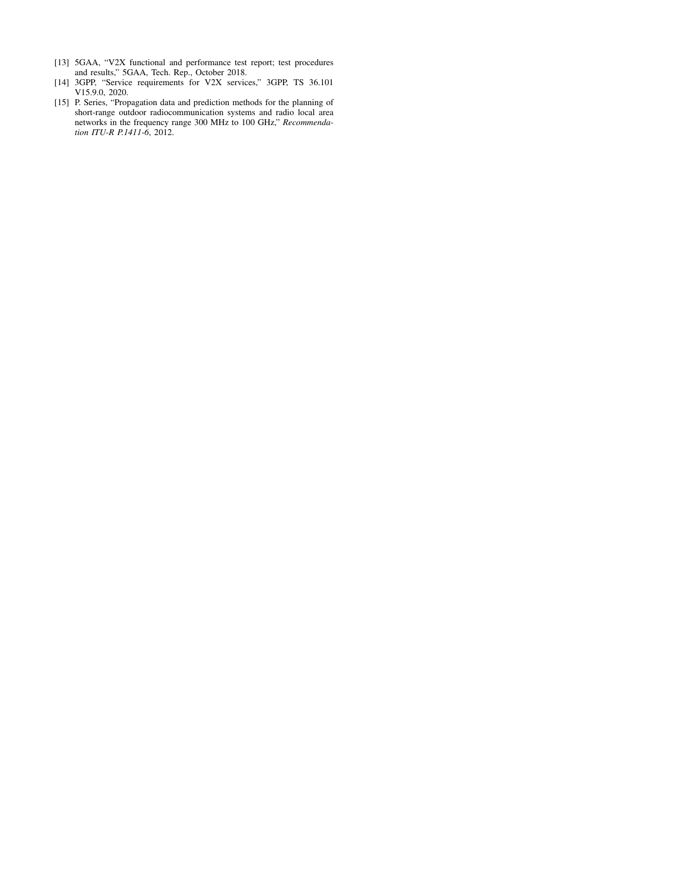[13] 5GAA, "V2X functional and performance test report; test procedures and results," 5GAA, Tech. Rep., October 2018.

[14] 3GPP, "Service requirements for V2X services," 3GPP, TS 36.101 V15.9.0, 2020.

[15] P. Series, "Propagation data and prediction methods for the planning of short-range outdoor radiocommunication systems and radio local area networks in the frequency range 300 MHz to 100 GHz," *Recommendation ITU-R P.1411-6*, 2012.